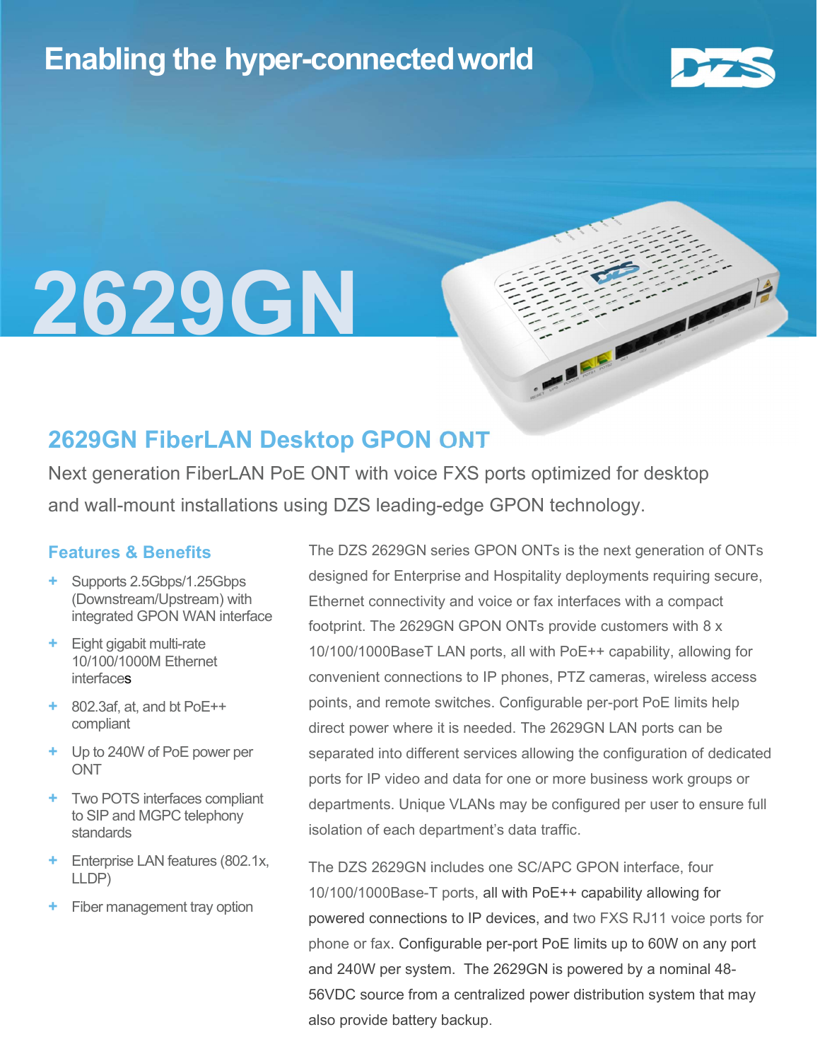Enabling the hyper-connected world

DZS

# 2629GN

## 2629GN FiberLAN Desktop GPON ONT

Next generation FiberLAN PoE ONT with voice FXS ports optimized for desktop and wall-mount installations using DZS leading-edge GPON technology.

### Features & Benefits

- Supports 2.5Gbps/1.25Gbps (Downstream/Upstream) with integrated GPON WAN interface
- Eight gigabit multi-rate 10/100/1000M Ethernet interfaces
- 802.3af, at, and bt PoE++ compliant
- Up to 240W of PoE power per ONT
- Two POTS interfaces compliant to SIP and MGPC telephony standards
- Enterprise LAN features (802.1x, LLDP)
- Fiber management tray option

The DZS 2629GN series GPON ONTs is the next generation of ONTs designed for Enterprise and Hospitality deployments requiring secure, Ethernet connectivity and voice or fax interfaces with a compact footprint. The 2629GN GPON ONTs provide customers with 8 x 10/100/1000BaseT LAN ports, all with PoE++ capability, allowing for convenient connections to IP phones, PTZ cameras, wireless access points, and remote switches. Configurable per-port PoE limits help direct power where it is needed. The 2629GN LAN ports can be separated into different services allowing the configuration of dedicated ports for IP video and data for one or more business work groups or departments. Unique VLANs may be configured per user to ensure full isolation of each department's data traffic.

The DZS 2629GN includes one SC/APC GPON interface, four 10/100/1000Base-T ports, all with PoE++ capability allowing for powered connections to IP devices, and two FXS RJ11 voice ports for phone or fax. Configurable per-port PoE limits up to 60W on any port and 240W per system. The 2629GN is powered by a nominal 48-56VDC source from a centralized power distribution system that may also provide battery backup.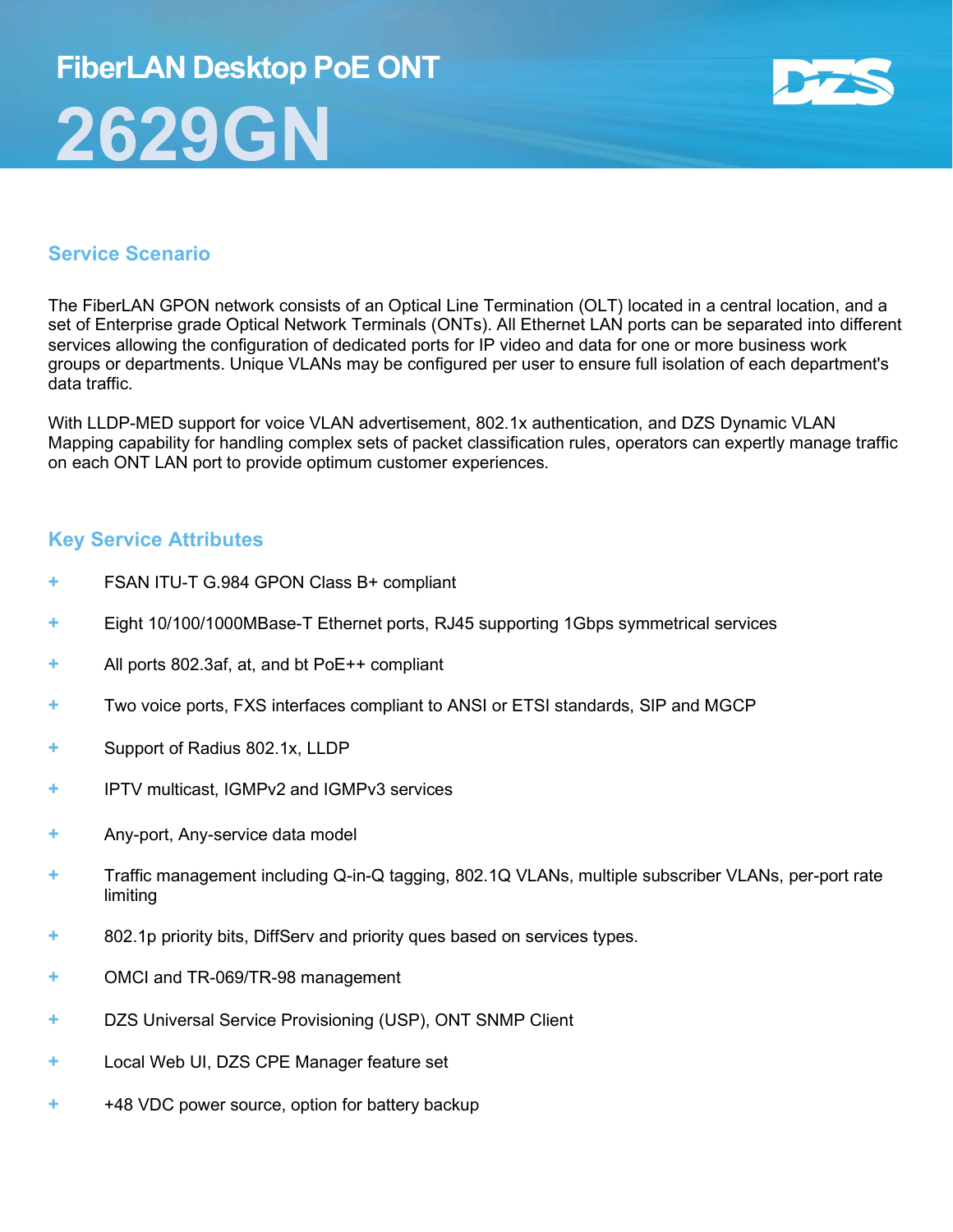# FiberLAN Desktop PoE ONT

# 2629GN

## Service Scenario

The FiberLAN GPON network consists of an Optical Line Termination (OLT) located in a central location, and a set of Enterprise grade Optical Network Terminals (ONTs). All Ethernet LAN ports can be separated into different services allowing the configuration of dedicated ports for IP video and data for one or more business work groups or departments. Unique VLANs may be configured per user to ensure full isolation of each department's data traffic.

With LLDP-MED support for voice VLAN advertisement, 802.1x authentication, and DZS Dynamic VLAN Mapping capability for handling complex sets of packet classification rules, operators can expertly manage traffic on each ONT LAN port to provide optimum customer experiences.

## Key Service Attributes

- FSAN ITU-T G.984 GPON Class B+ compliant
- Eight 10/100/1000MBase-T Ethernet ports, RJ45 supporting 1Gbps symmetrical services
- All ports 802.3af, at, and bt PoE++ compliant
- Two voice ports, FXS interfaces compliant to ANSI or ETSI standards, SIP and MGCP
- Support of Radius 802.1x, LLDP
- IPTV multicast, IGMPv2 and IGMPv3 services
- Any-port, Any-service data model
- Traffic management including Q-in-Q tagging, 802.1Q VLANs, multiple subscriber VLANs, per-port rate limiting
- 802.1p priority bits, DiffServ and priority ques based on services types.
- OMCI and TR-069/TR-98 management
- DZS Universal Service Provisioning (USP), ONT SNMP Client
- Local Web UI, DZS CPE Manager feature set
- +48 VDC power source, option for battery backup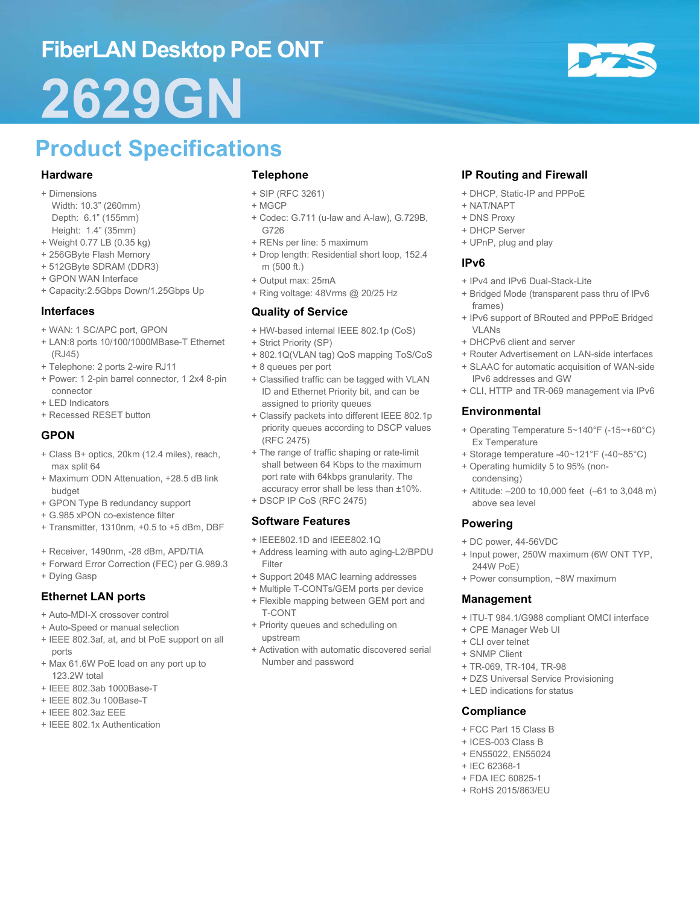# FiberLAN Desktop PoE ONT

# 2629GN

## Product Specifications

### Hardware

+ Dimensions
  Width: 10.3" (260mm)
  Depth: 6.1" (155mm)
  Height: 1.4" (35mm)
+ Weight 0.77 LB (0.35 kg)
+ 256GByte Flash Memory
+ 512GByte SDRAM (DDR3)
+ GPON WAN Interface
+ Capacity:2.5Gbps Down/1.25Gbps Up

### Interfaces

+ WAN: 1 SC/APC port, GPON
+ LAN:8 ports 10/100/1000MBase-T Ethernet (RJ45)
+ Telephone: 2 ports 2-wire RJ11
+ Power: 1 2-pin barrel connector, 1 2x4 8-pin connector
+ LED Indicators
+ Recessed RESET button

### GPON

+ Class B+ optics, 20km (12.4 miles), reach, max split 64
+ Maximum ODN Attenuation, +28.5 dB link budget
+ GPON Type B redundancy support
+ G.985 xPON co-existence filter
+ Transmitter, 1310nm, +0.5 to +5 dBm, DBF

+ Receiver, 1490nm, -28 dBm, APD/TIA
+ Forward Error Correction (FEC) per G.989.3
+ Dying Gasp

### Ethernet LAN ports

+ Auto-MDI-X crossover control
+ Auto-Speed or manual selection
+ IEEE 802.3af, at, and bt PoE support on all ports
+ Max 61.6W PoE load on any port up to 123.2W total
+ IEEE 802.3ab 1000Base-T
+ IEEE 802.3u 100Base-T
+ IEEE 802.3az EEE
+ IEEE 802.1x Authentication

### Telephone

+ SIP (RFC 3261)
+ MGCP
+ Codec: G.711 (u-law and A-law), G.729B, G726
+ RENs per line: 5 maximum
+ Drop length: Residential short loop, 152.4 m (500 ft.)
+ Output max: 25mA
+ Ring voltage: 48Vrms @ 20/25 Hz

### Quality of Service

+ HW-based internal IEEE 802.1p (CoS)
+ Strict Priority (SP)
+ 802.1Q(VLAN tag) QoS mapping ToS/CoS
+ 8 queues per port
+ Classified traffic can be tagged with VLAN ID and Ethernet Priority bit, and can be assigned to priority queues
+ Classify packets into different IEEE 802.1p priority queues according to DSCP values (RFC 2475)
+ The range of traffic shaping or rate-limit shall between 64 Kbps to the maximum port rate with 64kbps granularity. The accuracy error shall be less than ±10%.
+ DSCP IP CoS (RFC 2475)

### Software Features

+ IEEE802.1D and IEEE802.1Q
+ Address learning with auto aging-L2/BPDU Filter
+ Support 2048 MAC learning addresses
+ Multiple T-CONTs/GEM ports per device
+ Flexible mapping between GEM port and T-CONT
+ Priority queues and scheduling on upstream
+ Activation with automatic discovered serial Number and password

### IP Routing and Firewall

+ DHCP, Static-IP and PPPoE
+ NAT/NAPT
+ DNS Proxy
+ DHCP Server
+ UPnP, plug and play

### IPv6

+ IPv4 and IPv6 Dual-Stack-Lite
+ Bridged Mode (transparent pass thru of IPv6 frames)
+ IPv6 support of BRouted and PPPoE Bridged VLANs
+ DHCPv6 client and server
+ Router Advertisement on LAN-side interfaces
+ SLAAC for automatic acquisition of WAN-side IPv6 addresses and GW
+ CLI, HTTP and TR-069 management via IPv6

### Environmental

+ Operating Temperature 5~140°F (-15~+60°C) Ex Temperature
+ Storage temperature -40~121°F (-40~85°C)
+ Operating humidity 5 to 95% (non-condensing)
+ Altitude: –200 to 10,000 feet (–61 to 3,048 m) above sea level

### Powering

+ DC power, 44-56VDC
+ Input power, 250W maximum (6W ONT TYP, 244W PoE)
+ Power consumption, ~8W maximum

### Management

+ ITU-T 984.1/G988 compliant OMCI interface
+ CPE Manager Web UI
+ CLI over telnet
+ SNMP Client
+ TR-069, TR-104, TR-98
+ DZS Universal Service Provisioning
+ LED indications for status

### Compliance

+ FCC Part 15 Class B
+ ICES-003 Class B
+ EN55022, EN55024
+ IEC 62368-1
+ FDA IEC 60825-1
+ RoHS 2015/863/EU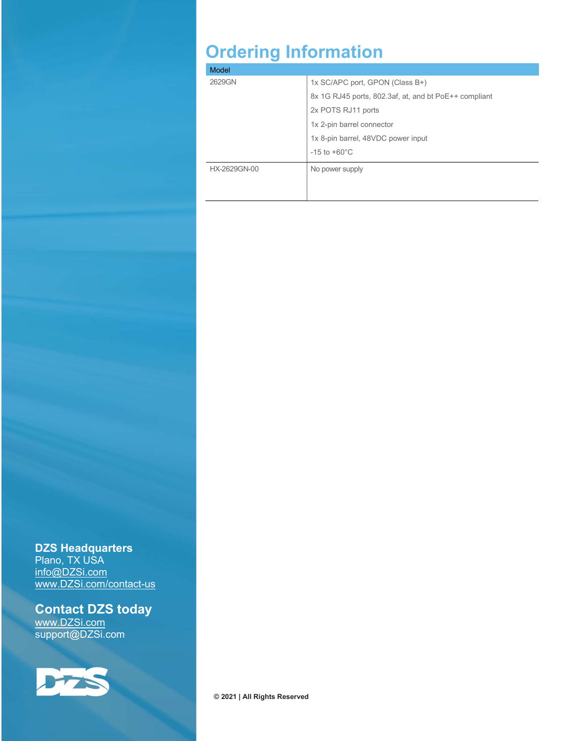# Ordering Information

| Model | |
|---|---|
| 2629GN | 1x SC/APC port, GPON (Class B+)<br>8x 1G RJ45 ports, 802.3af, at, and bt PoE++ compliant<br>2x POTS RJ11 ports<br>1x 2-pin barrel connector<br>1x 8-pin barrel, 48VDC power input<br>-15 to +60°C |
| HX-2629GN-00 | No power supply |

**DZS Headquarters**
Plano, TX USA
info@DZSi.com
www.DZSi.com/contact-us

**Contact DZS today**
www.DZSi.com
support@DZSi.com

**© 2021 | All Rights Reserved**